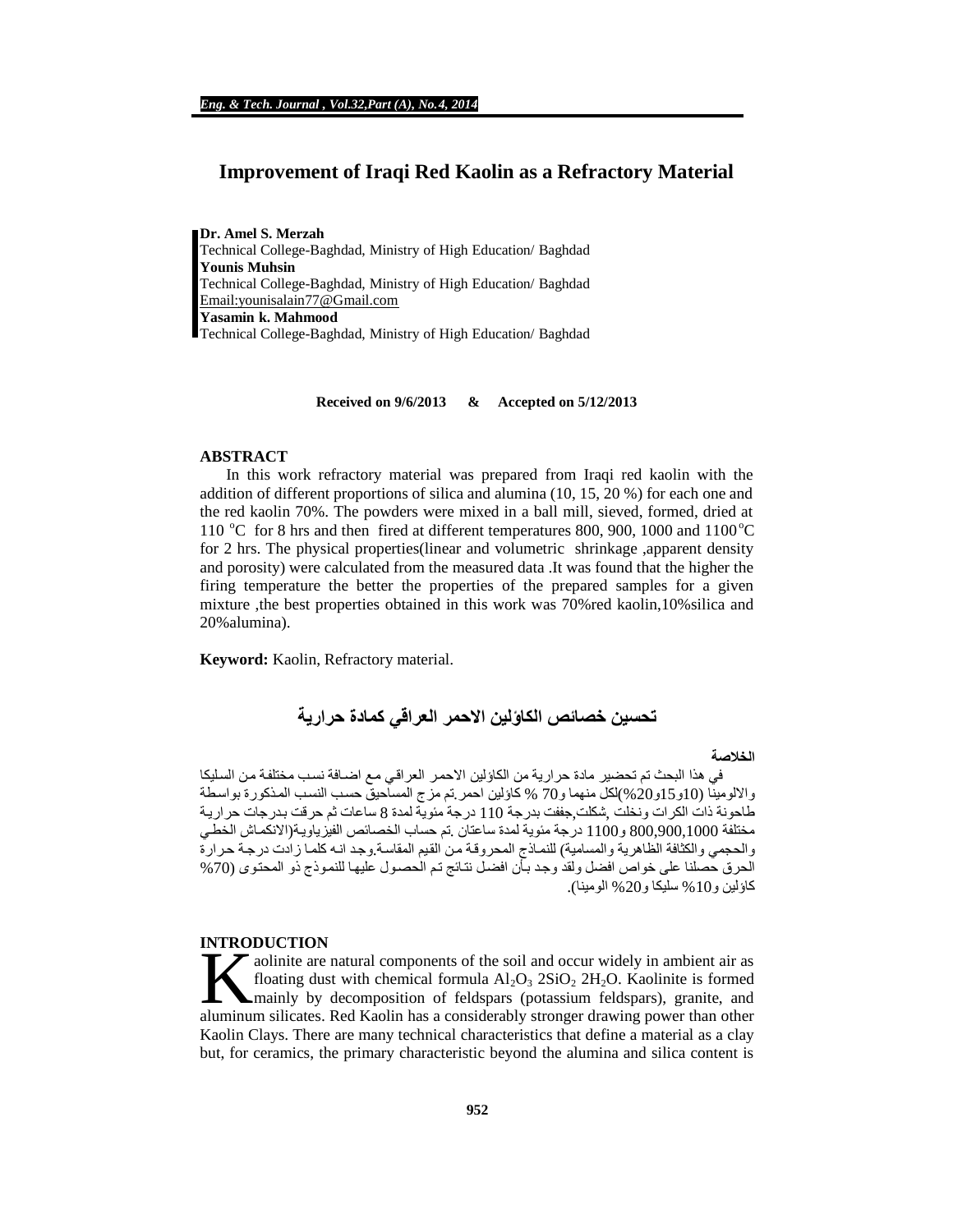# Improvement of Iraqi Red Kaolin as a Refractory Material

**Dr. Amel S. Merzah**
Technical College-Baghdad, Ministry of High Education/ Baghdad
**Younis Muhsin**
Technical College-Baghdad, Ministry of High Education/ Baghdad
Email:younisalain77@Gmail.com
**Yasamin k. Mahmood**
Technical College-Baghdad, Ministry of High Education/ Baghdad

**Received on 9/6/2013 & Accepted on 5/12/2013**

## ABSTRACT

In this work refractory material was prepared from Iraqi red kaolin with the addition of different proportions of silica and alumina (10, 15, 20 %) for each one and the red kaolin 70%. The powders were mixed in a ball mill, sieved, formed, dried at 110 $^{o}$C for 8 hrs and then fired at different temperatures 800, 900, 1000 and 1100$^{o}$C for 2 hrs. The physical properties(linear and volumetric shrinkage ,apparent density and porosity) were calculated from the measured data .It was found that the higher the firing temperature the better the properties of the prepared samples for a given mixture ,the best properties obtained in this work was 70%red kaolin,10%silica and 20%alumina).

**Keyword:** Kaolin, Refractory material.

# تحسين خصائص الكاؤلين الاحمر العراقي كمادة حرارية

**الخلاصة**

في هذا البحث تم تحضير مادة حرارية من الكاؤلين الاحمر العراقي مع اضافة نسب مختلفة من السليكا والالومينا (10و15و20%)لكل منهما و70 % كاؤلين احمر.تم مزج المساحيق حسب النسب المذكورة بواسطة طاحونة ذات الكرات ونخلت ,شكلت,جففت بدرجة 110 درجة مئوية لمدة 8 ساعات ثم حرقت بدرجات حرارية مختلفة 800,900,1000 و1100 درجة مئوية لمدة ساعتان .تم حساب الخصائص الفيزياوية(الانكماش الخطي والحجمي والكثافة الظاهرية والمسامية) للنماذج المحروقة من القيم المقاسة.وجد انه كلما زادت درجة حرارة الحرق حصلنا على خواص افضل ولقد وجد بأن افضل نتائج تم الحصول عليها للنموذج ذو المحتوى (70% كاؤلين و10% سليكا و20% الومينا).

## INTRODUCTION

Kaolinite are natural components of the soil and occur widely in ambient air as floating dust with chemical formula $Al_2O_3$ $2SiO_2$ $2H_2O$. Kaolinite is formed mainly by decomposition of feldspars (potassium feldspars), granite, and aluminum silicates. Red Kaolin has a considerably stronger drawing power than other Kaolin Clays. There are many technical characteristics that define a material as a clay but, for ceramics, the primary characteristic beyond the alumina and silica content is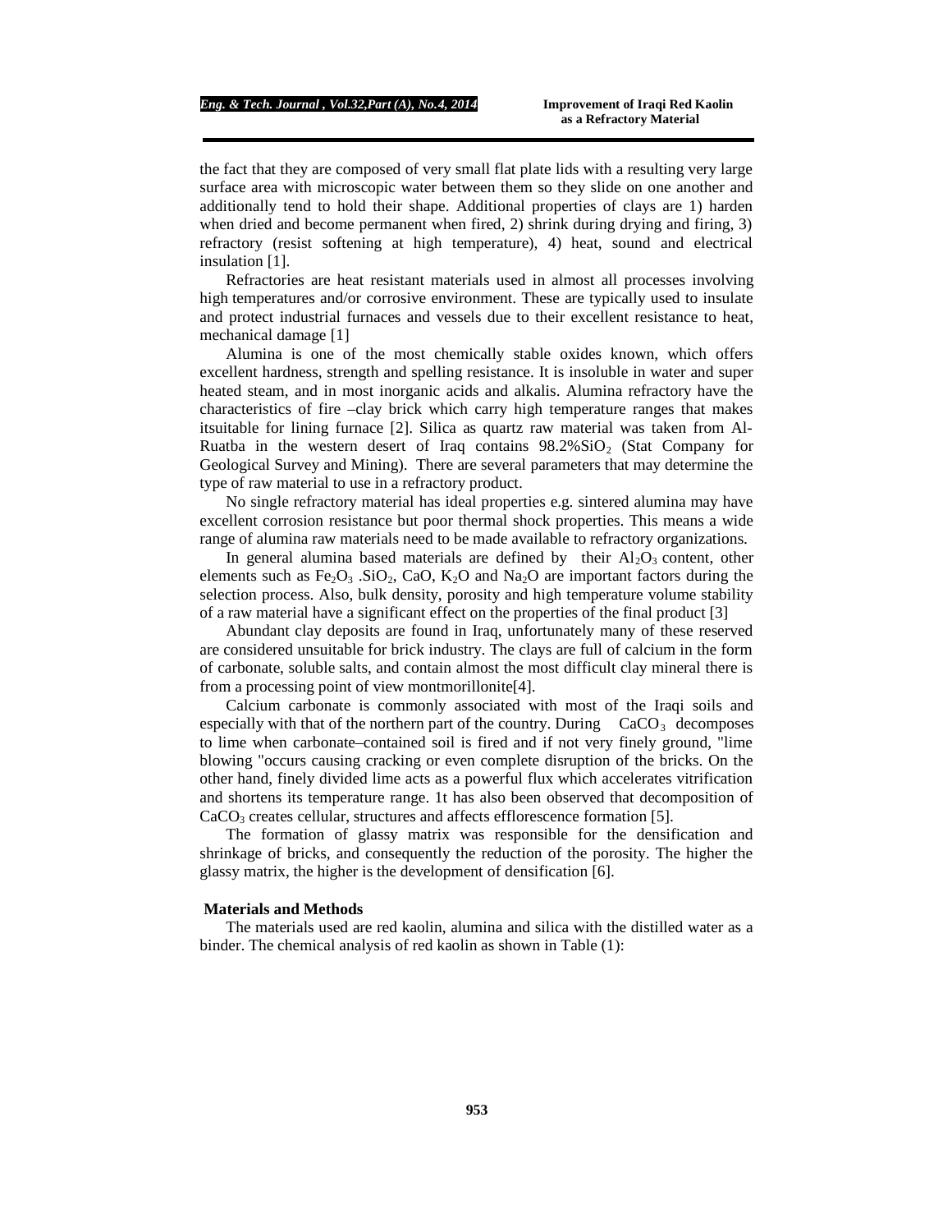the fact that they are composed of very small flat plate lids with a resulting very large surface area with microscopic water between them so they slide on one another and additionally tend to hold their shape. Additional properties of clays are 1) harden when dried and become permanent when fired, 2) shrink during drying and firing, 3) refractory (resist softening at high temperature), 4) heat, sound and electrical insulation [1].

Refractories are heat resistant materials used in almost all processes involving high temperatures and/or corrosive environment. These are typically used to insulate and protect industrial furnaces and vessels due to their excellent resistance to heat, mechanical damage [1]

Alumina is one of the most chemically stable oxides known, which offers excellent hardness, strength and spelling resistance. It is insoluble in water and super heated steam, and in most inorganic acids and alkalis. Alumina refractory have the characteristics of fire –clay brick which carry high temperature ranges that makes itsuitable for lining furnace [2]. Silica as quartz raw material was taken from Al-Ruatba in the western desert of Iraq contains 98.2%$SiO_2$ (Stat Company for Geological Survey and Mining). There are several parameters that may determine the type of raw material to use in a refractory product.

No single refractory material has ideal properties e.g. sintered alumina may have excellent corrosion resistance but poor thermal shock properties. This means a wide range of alumina raw materials need to be made available to refractory organizations.

In general alumina based materials are defined by their $Al_2O_3$ content, other elements such as $Fe_2O_3$ .$SiO_2$, CaO, $K_2O$ and $Na_2O$ are important factors during the selection process. Also, bulk density, porosity and high temperature volume stability of a raw material have a significant effect on the properties of the final product [3]

Abundant clay deposits are found in Iraq, unfortunately many of these reserved are considered unsuitable for brick industry. The clays are full of calcium in the form of carbonate, soluble salts, and contain almost the most difficult clay mineral there is from a processing point of view montmorillonite[4].

Calcium carbonate is commonly associated with most of the Iraqi soils and especially with that of the northern part of the country. During $CaCO_3$ decomposes to lime when carbonate–contained soil is fired and if not very finely ground, "lime blowing "occurs causing cracking or even complete disruption of the bricks. On the other hand, finely divided lime acts as a powerful flux which accelerates vitrification and shortens its temperature range. 1t has also been observed that decomposition of $CaCO_3$ creates cellular, structures and affects efflorescence formation [5].

The formation of glassy matrix was responsible for the densification and shrinkage of bricks, and consequently the reduction of the porosity. The higher the glassy matrix, the higher is the development of densification [6].

## Materials and Methods

The materials used are red kaolin, alumina and silica with the distilled water as a binder. The chemical analysis of red kaolin as shown in Table (1):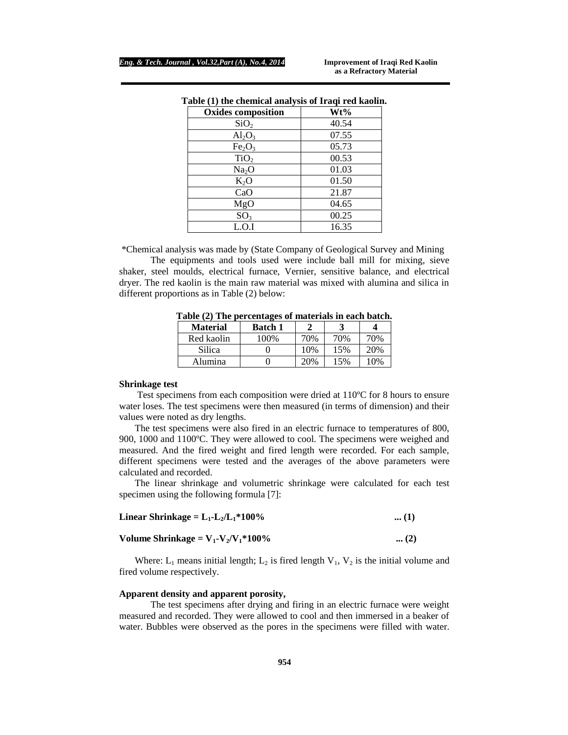**Table (1) the chemical analysis of Iraqi red kaolin.**

| Oxides composition | Wt% |
|---|---|
| $SiO_2$ | 40.54 |
| $Al_2O_3$ | 07.55 |
| $Fe_2O_3$ | 05.73 |
| $TiO_2$ | 00.53 |
| $Na_2O$ | 01.03 |
| $K_2O$ | 01.50 |
| CaO | 21.87 |
| MgO | 04.65 |
| $SO_3$ | 00.25 |
| L.O.I | 16.35 |

*Chemical analysis was made by (State Company of Geological Survey and Mining

The equipments and tools used were include ball mill for mixing, sieve shaker, steel moulds, electrical furnace, Vernier, sensitive balance, and electrical dryer. The red kaolin is the main raw material was mixed with alumina and silica in different proportions as in Table (2) below:

**Table (2) The percentages of materials in each batch.**

| Material | Batch 1 | 2 | 3 | 4 |
|---|---|---|---|---|
| Red kaolin | 100% | 70% | 70% | 70% |
| Silica | 0 | 10% | 15% | 20% |
| Alumina | 0 | 20% | 15% | 10% |

**Shrinkage test**

Test specimens from each composition were dried at 110ºC for 8 hours to ensure water loses. The test specimens were then measured (in terms of dimension) and their values were noted as dry lengths.

The test specimens were also fired in an electric furnace to temperatures of 800, 900, 1000 and 1100ºC. They were allowed to cool. The specimens were weighed and measured. And the fired weight and fired length were recorded. For each sample, different specimens were tested and the averages of the above parameters were calculated and recorded.

The linear shrinkage and volumetric shrinkage were calculated for each test specimen using the following formula [7]:

$$\textbf{Linear Shrinkage} = L_1 - L_2 / L_1 * 100\% \quad ... (1)$$

$$\textbf{Volume Shrinkage} = V_1 - V_2 / V_1 * 100\% \quad ... (2)$$

Where: $L_1$ means initial length; $L_2$ is fired length $V_1$, $V_2$ is the initial volume and fired volume respectively.

**Apparent density and apparent porosity,**

The test specimens after drying and firing in an electric furnace were weight measured and recorded. They were allowed to cool and then immersed in a beaker of water. Bubbles were observed as the pores in the specimens were filled with water.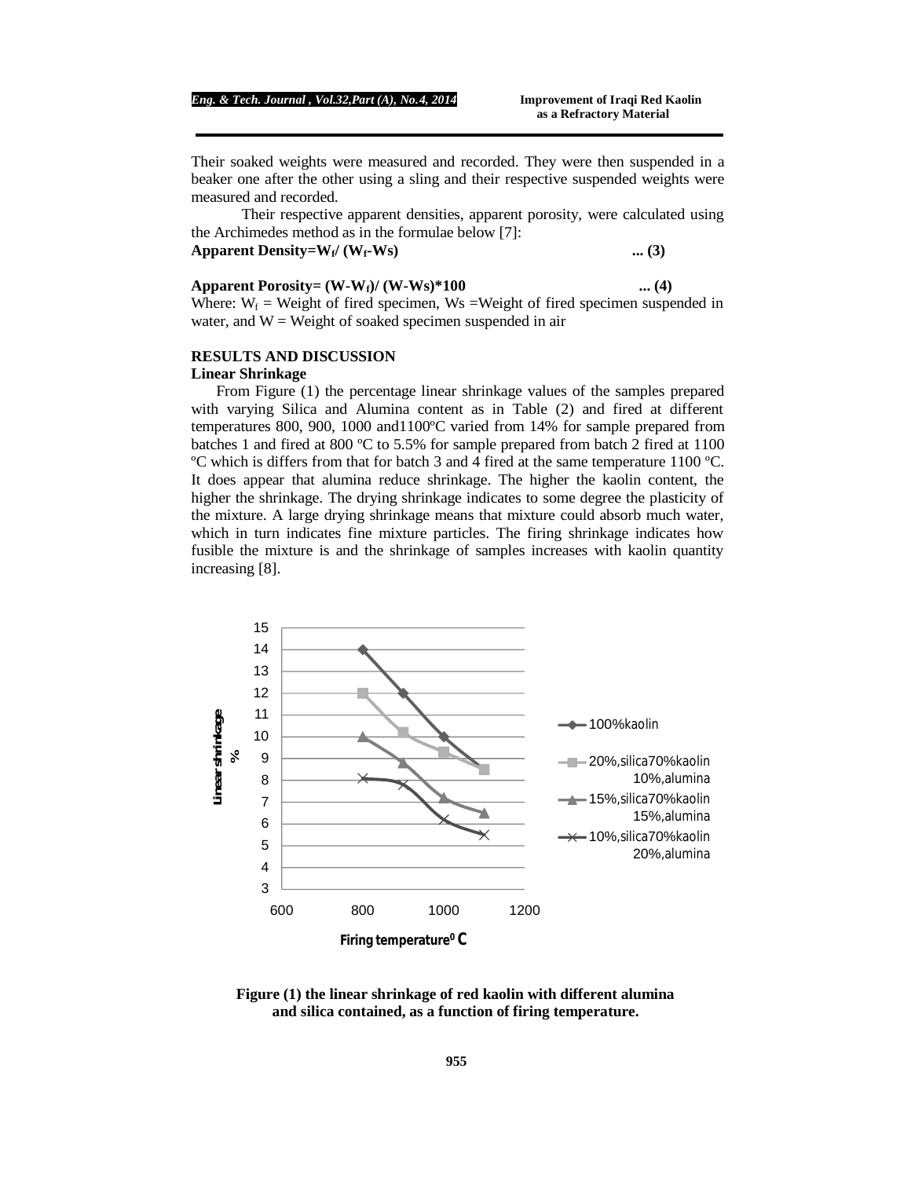Their soaked weights were measured and recorded. They were then suspended in a beaker one after the other using a sling and their respective suspended weights were measured and recorded.

Their respective apparent densities, apparent porosity, were calculated using the Archimedes method as in the formulae below [7]:

**Apparent Density=$W_f$/ ($W_f$-Ws)** ... (3)

**Apparent Porosity= (W-$W_f$)/ (W-Ws)*100** ... (4)

Where: $W_f$ = Weight of fired specimen, Ws =Weight of fired specimen suspended in water, and W = Weight of soaked specimen suspended in air

## RESULTS AND DISCUSSION

### Linear Shrinkage

From Figure (1) the percentage linear shrinkage values of the samples prepared with varying Silica and Alumina content as in Table (2) and fired at different temperatures 800, 900, 1000 and1100ºC varied from 14% for sample prepared from batches 1 and fired at 800 ºC to 5.5% for sample prepared from batch 2 fired at 1100 ºC which is differs from that for batch 3 and 4 fired at the same temperature 1100 ºC. It does appear that alumina reduce shrinkage. The higher the kaolin content, the higher the shrinkage. The drying shrinkage indicates to some degree the plasticity of the mixture. A large drying shrinkage means that mixture could absorb much water, which in turn indicates fine mixture particles. The firing shrinkage indicates how fusible the mixture is and the shrinkage of samples increases with kaolin quantity increasing [8].

**Figure (1) the linear shrinkage of red kaolin with different alumina and silica contained, as a function of firing temperature.**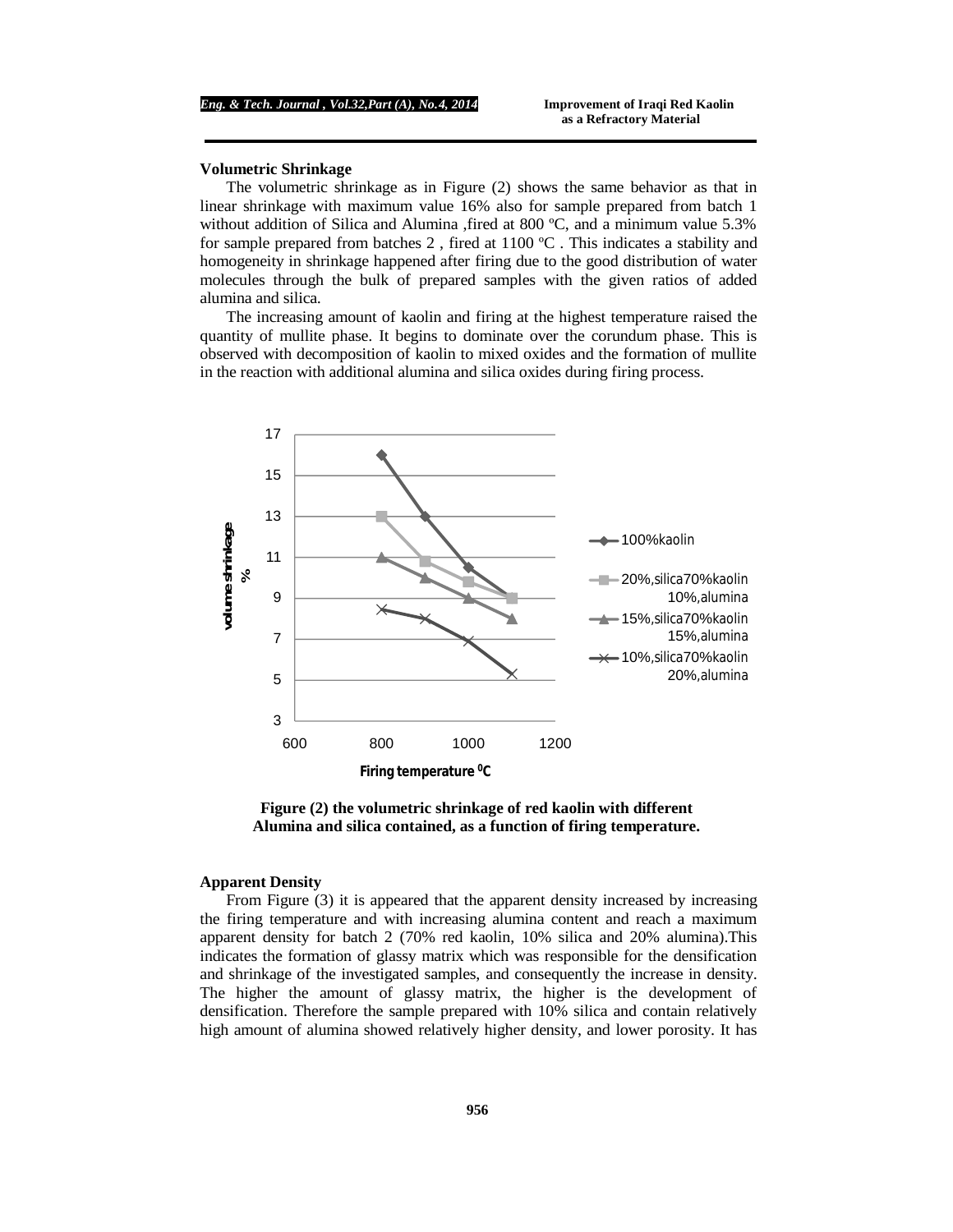### Volumetric Shrinkage

The volumetric shrinkage as in Figure (2) shows the same behavior as that in linear shrinkage with maximum value 16% also for sample prepared from batch 1 without addition of Silica and Alumina ,fired at 800 ºC, and a minimum value 5.3% for sample prepared from batches 2 , fired at 1100 ºC . This indicates a stability and homogeneity in shrinkage happened after firing due to the good distribution of water molecules through the bulk of prepared samples with the given ratios of added alumina and silica.

The increasing amount of kaolin and firing at the highest temperature raised the quantity of mullite phase. It begins to dominate over the corundum phase. This is observed with decomposition of kaolin to mixed oxides and the formation of mullite in the reaction with additional alumina and silica oxides during firing process.

**Figure (2) the volumetric shrinkage of red kaolin with different Alumina and silica contained, as a function of firing temperature.**

### Apparent Density

From Figure (3) it is appeared that the apparent density increased by increasing the firing temperature and with increasing alumina content and reach a maximum apparent density for batch 2 (70% red kaolin, 10% silica and 20% alumina).This indicates the formation of glassy matrix which was responsible for the densification and shrinkage of the investigated samples, and consequently the increase in density. The higher the amount of glassy matrix, the higher is the development of densification. Therefore the sample prepared with 10% silica and contain relatively high amount of alumina showed relatively higher density, and lower porosity. It has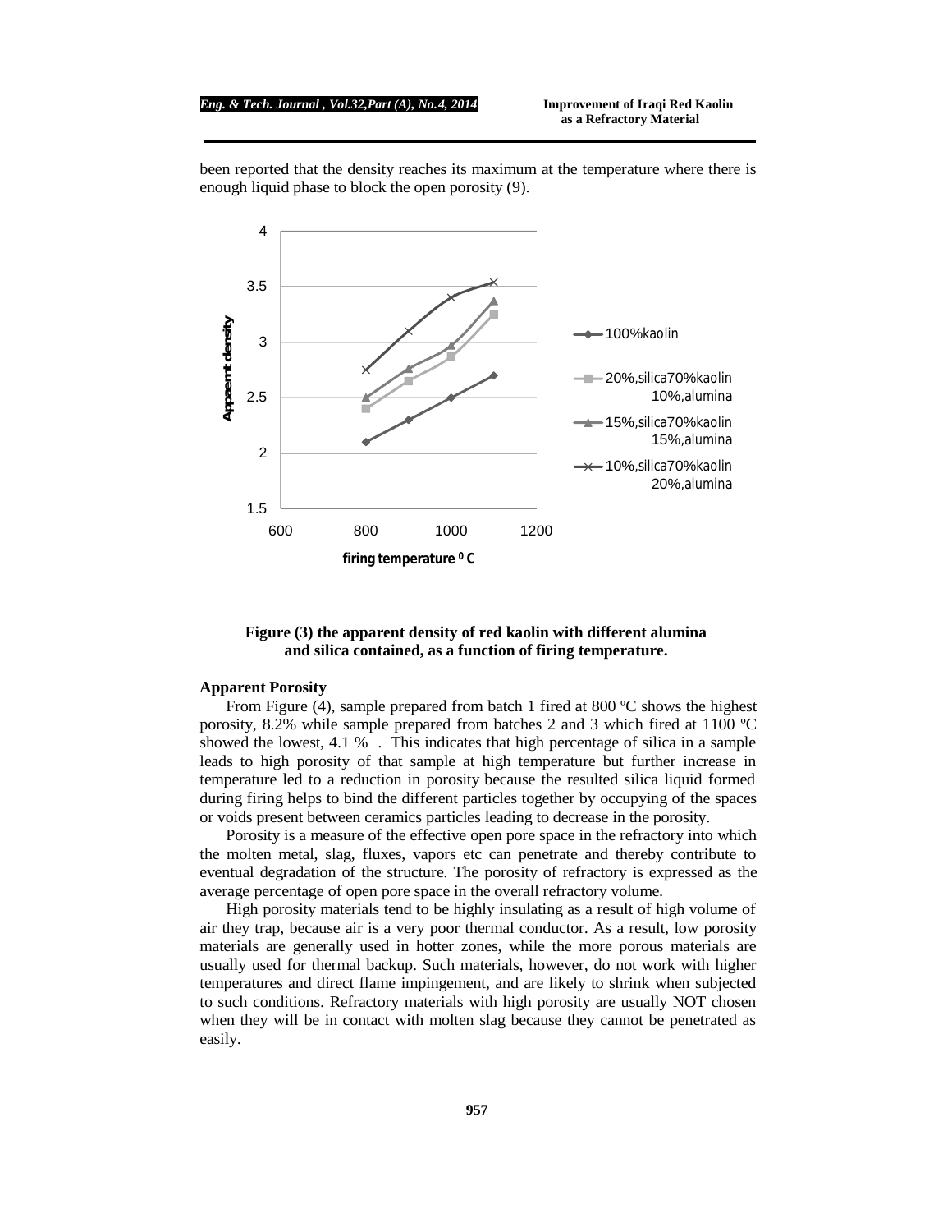been reported that the density reaches its maximum at the temperature where there is enough liquid phase to block the open porosity (9).

**Figure (3) the apparent density of red kaolin with different alumina and silica contained, as a function of firing temperature.**

### Apparent Porosity

From Figure (4), sample prepared from batch 1 fired at 800 ºC shows the highest porosity, 8.2% while sample prepared from batches 2 and 3 which fired at 1100 ºC showed the lowest, 4.1 % . This indicates that high percentage of silica in a sample leads to high porosity of that sample at high temperature but further increase in temperature led to a reduction in porosity because the resulted silica liquid formed during firing helps to bind the different particles together by occupying of the spaces or voids present between ceramics particles leading to decrease in the porosity.

Porosity is a measure of the effective open pore space in the refractory into which the molten metal, slag, fluxes, vapors etc can penetrate and thereby contribute to eventual degradation of the structure. The porosity of refractory is expressed as the average percentage of open pore space in the overall refractory volume.

High porosity materials tend to be highly insulating as a result of high volume of air they trap, because air is a very poor thermal conductor. As a result, low porosity materials are generally used in hotter zones, while the more porous materials are usually used for thermal backup. Such materials, however, do not work with higher temperatures and direct flame impingement, and are likely to shrink when subjected to such conditions. Refractory materials with high porosity are usually NOT chosen when they will be in contact with molten slag because they cannot be penetrated as easily.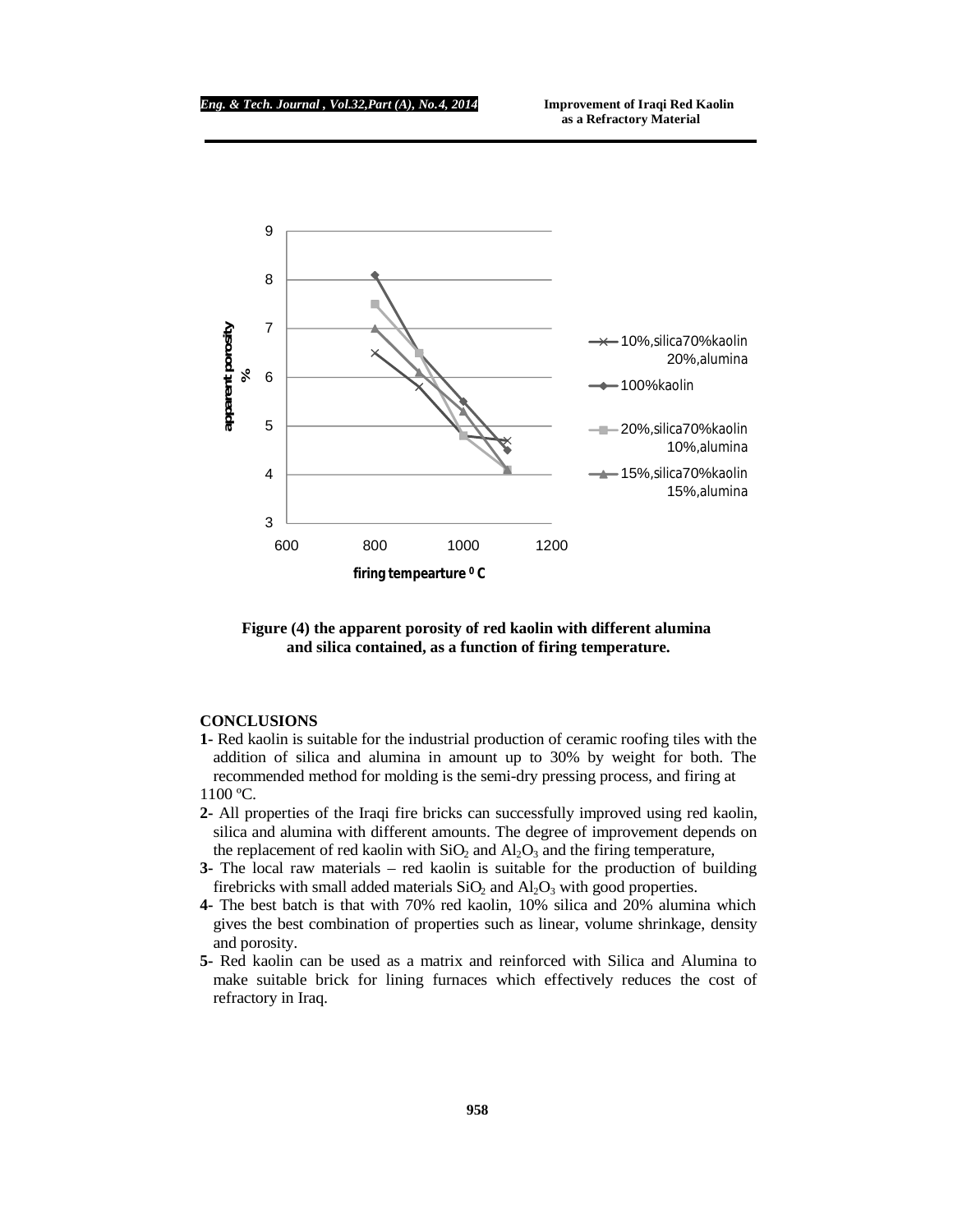Figure (4) the apparent porosity of red kaolin with different alumina and silica contained, as a function of firing temperature.

## CONCLUSIONS

**1-** Red kaolin is suitable for the industrial production of ceramic roofing tiles with the addition of silica and alumina in amount up to 30% by weight for both. The recommended method for molding is the semi-dry pressing process, and firing at 1100 ºC.

**2-** All properties of the Iraqi fire bricks can successfully improved using red kaolin, silica and alumina with different amounts. The degree of improvement depends on the replacement of red kaolin with $SiO_2$ and $Al_2O_3$ and the firing temperature,

**3-** The local raw materials – red kaolin is suitable for the production of building firebricks with small added materials $SiO_2$ and $Al_2O_3$ with good properties.

**4-** The best batch is that with 70% red kaolin, 10% silica and 20% alumina which gives the best combination of properties such as linear, volume shrinkage, density and porosity.

**5-** Red kaolin can be used as a matrix and reinforced with Silica and Alumina to make suitable brick for lining furnaces which effectively reduces the cost of refractory in Iraq.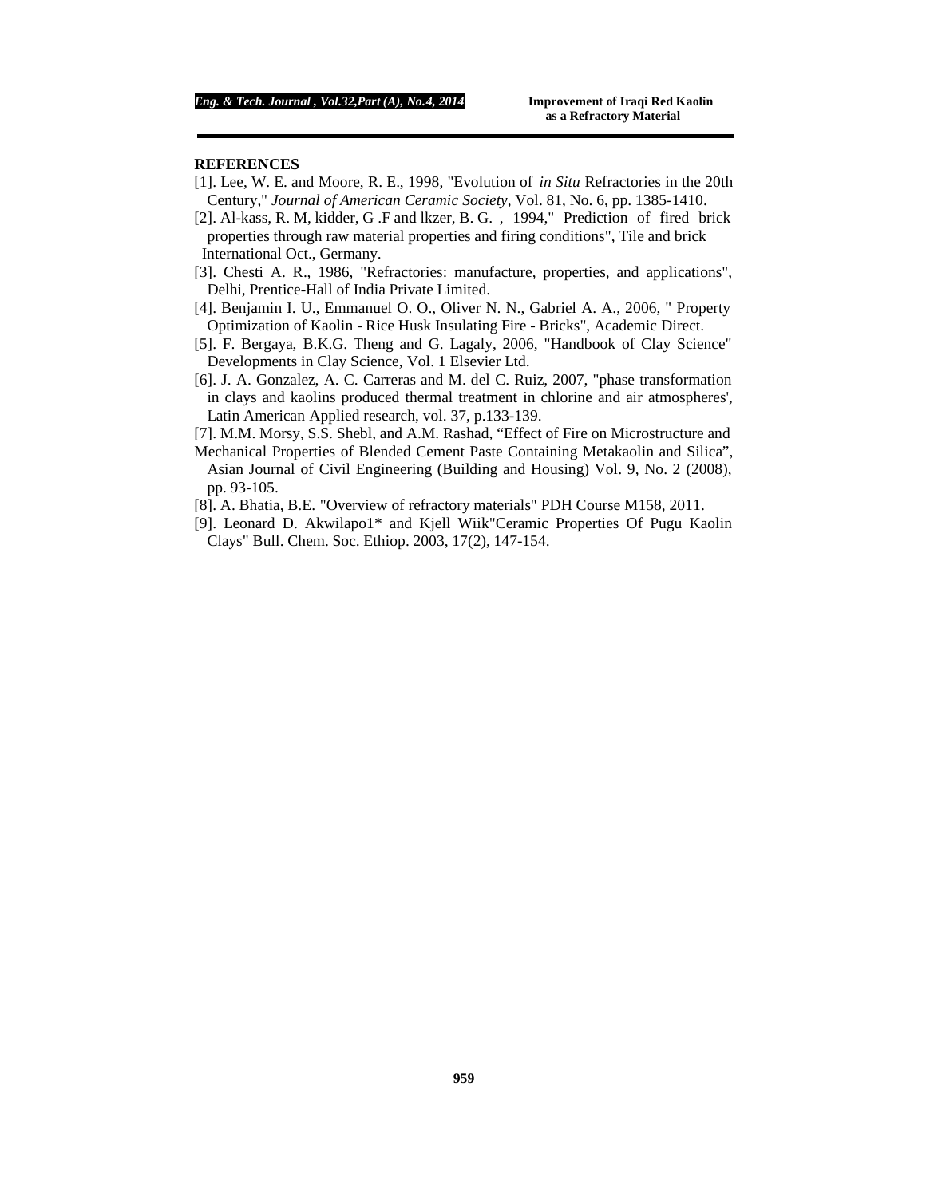## REFERENCES

[1]. Lee, W. E. and Moore, R. E., 1998, "Evolution of *in Situ* Refractories in the 20th Century," *Journal of American Ceramic Society*, Vol. 81, No. 6, pp. 1385-1410.

[2]. Al-kass, R. M, kidder, G .F and lkzer, B. G. , 1994," Prediction of fired brick properties through raw material properties and firing conditions", Tile and brick International Oct., Germany.

[3]. Chesti A. R., 1986, "Refractories: manufacture, properties, and applications", Delhi, Prentice-Hall of India Private Limited.

[4]. Benjamin I. U., Emmanuel O. O., Oliver N. N., Gabriel A. A., 2006, " Property Optimization of Kaolin - Rice Husk Insulating Fire - Bricks", Academic Direct.

[5]. F. Bergaya, B.K.G. Theng and G. Lagaly, 2006, "Handbook of Clay Science" Developments in Clay Science, Vol. 1 Elsevier Ltd.

[6]. J. A. Gonzalez, A. C. Carreras and M. del C. Ruiz, 2007, "phase transformation in clays and kaolins produced thermal treatment in chlorine and air atmospheres', Latin American Applied research, vol. 37, p.133-139.

[7]. M.M. Morsy, S.S. Shebl, and A.M. Rashad, “Effect of Fire on Microstructure and Mechanical Properties of Blended Cement Paste Containing Metakaolin and Silica”, Asian Journal of Civil Engineering (Building and Housing) Vol. 9, No. 2 (2008), pp. 93-105.

[8]. A. Bhatia, B.E. "Overview of refractory materials" PDH Course M158, 2011.

[9]. Leonard D. Akwilapo1* and Kjell Wiik"Ceramic Properties Of Pugu Kaolin Clays" Bull. Chem. Soc. Ethiop. 2003, 17(2), 147-154.